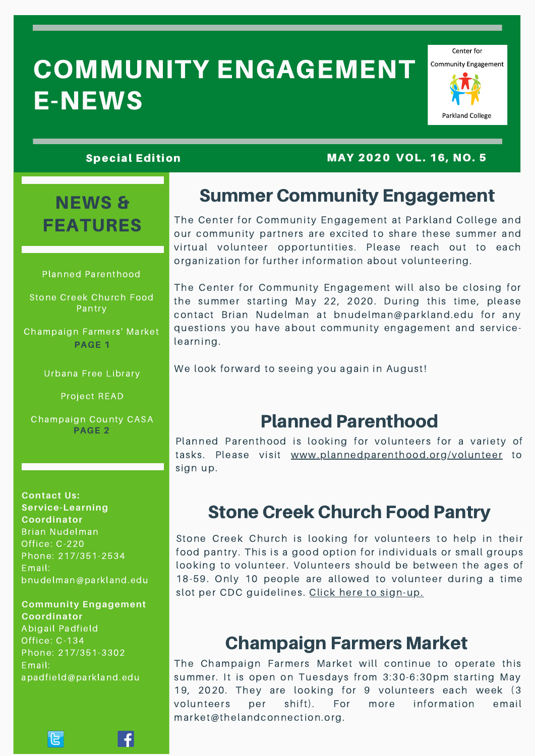# COMMUNITY ENGAGEMENT E-NEWS

Center for Community Engagement
Parkland College

**Special Edition** MAY 2020 VOL. 16, NO. 5

## NEWS & FEATURES

Planned Parenthood

Stone Creek Church Food Pantry

Champaign Farmers' Market
**PAGE 1**

Urbana Free Library

Project READ

Champaign County CASA
**PAGE 2**

**Contact Us:**
**Service-Learning Coordinator**
Brian Nudelman
Office: C-220
Phone: 217/351-2534
Email: bnudelman@parkland.edu

**Community Engagement Coordinator**
Abigail Padfield
Office: C-134
Phone: 217/351-3302
Email: apadfield@parkland.edu

## Summer Community Engagement

The Center for Community Engagement at Parkland College and our community partners are excited to share these summer and virtual volunteer opportunities. Please reach out to each organization for further information about volunteering.

The Center for Community Engagement will also be closing for the summer starting May 22, 2020. During this time, please contact Brian Nudelman at bnudelman@parkland.edu for any questions you have about community engagement and service-learning.

We look forward to seeing you again in August!

## Planned Parenthood

Planned Parenthood is looking for volunteers for a variety of tasks. Please visit www.plannedparenthood.org/volunteer to sign up.

## Stone Creek Church Food Pantry

Stone Creek Church is looking for volunteers to help in their food pantry. This is a good option for individuals or small groups looking to volunteer. Volunteers should be between the ages of 18-59. Only 10 people are allowed to volunteer during a time slot per CDC guidelines. Click here to sign-up.

## Champaign Farmers Market

The Champaign Farmers Market will continue to operate this summer. It is open on Tuesdays from 3:30-6:30pm starting May 19, 2020. They are looking for 9 volunteers each week (3 volunteers per shift). For more information email market@thelandconnection.org.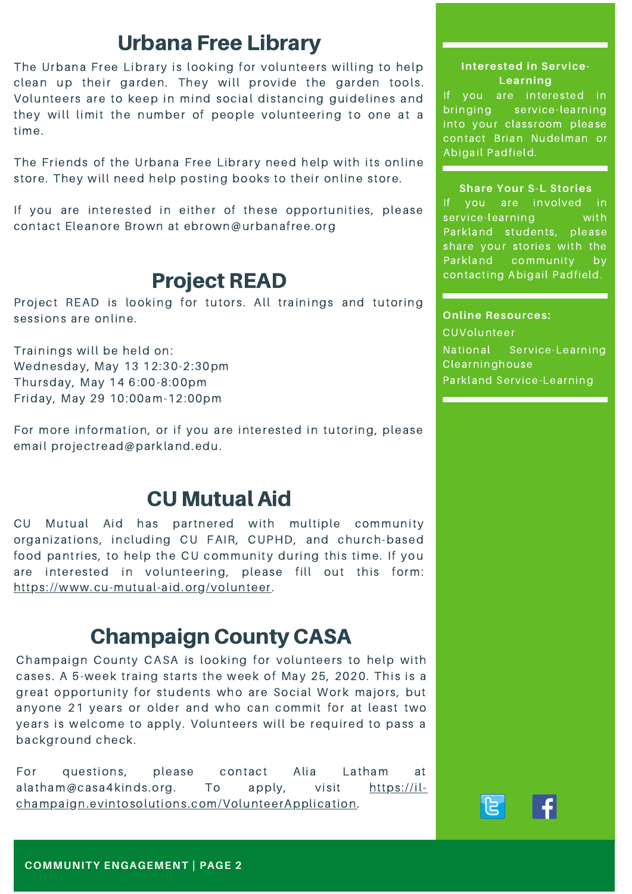## Urbana Free Library

The Urbana Free Library is looking for volunteers willing to help clean up their garden. They will provide the garden tools. Volunteers are to keep in mind social distancing guidelines and they will limit the number of people volunteering to one at a time.

The Friends of the Urbana Free Library need help with its online store. They will need help posting books to their online store.

If you are interested in either of these opportunities, please contact Eleanore Brown at ebrown@urbanafree.org

## Project READ

Project READ is looking for tutors. All trainings and tutoring sessions are online.

Trainings will be held on:
Wednesday, May 13 12:30-2:30pm
Thursday, May 14 6:00-8:00pm
Friday, May 29 10:00am-12:00pm

For more information, or if you are interested in tutoring, please email projectread@parkland.edu.

## CU Mutual Aid

CU Mutual Aid has partnered with multiple community organizations, including CU FAIR, CUPHD, and church-based food pantries, to help the CU community during this time. If you are interested in volunteering, please fill out this form: https://www.cu-mutual-aid.org/volunteer.

## Champaign County CASA

Champaign County CASA is looking for volunteers to help with cases. A 5-week traing starts the week of May 25, 2020. This is a great opportunity for students who are Social Work majors, but anyone 21 years or older and who can commit for at least two years is welcome to apply. Volunteers will be required to pass a background check.

For questions, please contact Alia Latham at alatham@casa4kinds.org. To apply, visit https://il-champaign.evintosolutions.com/VolunteerApplication.

**Interested in Service-Learning**

If you are interested in bringing service-learning into your classroom please contact Brian Nudelman or Abigail Padfield.

**Share Your S-L Stories**

If you are involved in service-learning with Parkland students, please share your stories with the Parkland community by contacting Abigail Padfield.

**Online Resources:**

CUVolunteer
National Service-Learning Clearninghouse
Parkland Service-Learning

COMMUNITY ENGAGEMENT | PAGE 2